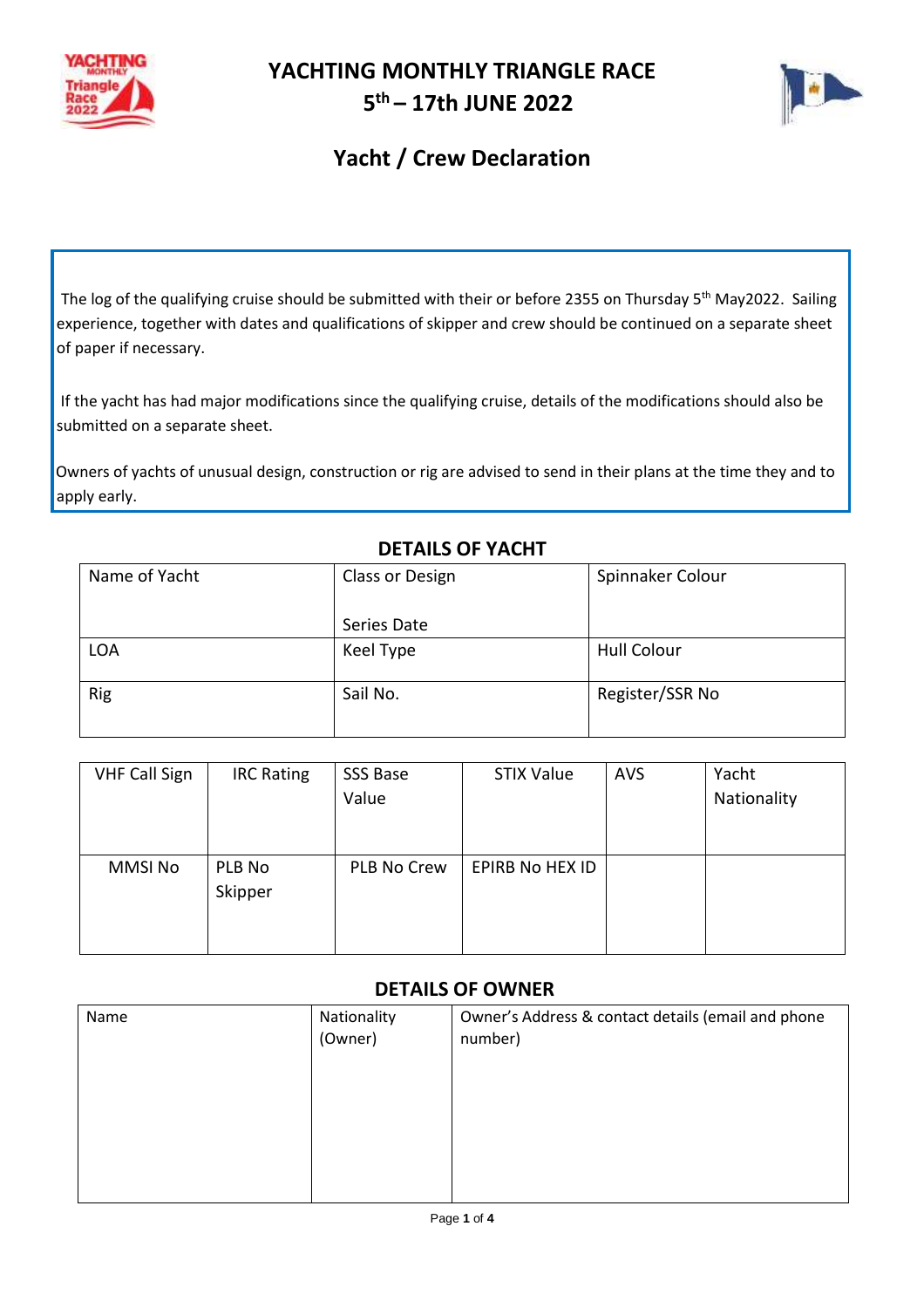# YACHTING MONTHLY TRIANGLE RACE

## 5th – 17th JUNE 2022

## Yacht / Crew Declaration

The log of the qualifying cruise should be submitted with their or before 2355 on Thursday 5th May2022. Sailing experience, together with dates and qualifications of skipper and crew should be continued on a separate sheet of paper if necessary.

If the yacht has had major modifications since the qualifying cruise, details of the modifications should also be submitted on a separate sheet.

Owners of yachts of unusual design, construction or rig are advised to send in their plans at the time they and to apply early.

### DETAILS OF YACHT

| Name of Yacht | Class or Design<br><br>Series Date | Spinnaker Colour |
|---|---|---|
| LOA | Keel Type | Hull Colour |
| Rig | Sail No. | Register/SSR No |

| VHF Call Sign | IRC Rating | SSS Base Value | STIX Value | AVS | Yacht Nationality |
|---|---|---|---|---|---|
| MMSI No | PLB No Skipper | PLB No Crew | EPIRB No HEX ID | | |

### DETAILS OF OWNER

| Name | Nationality (Owner) | Owner's Address & contact details (email and phone number) |
|---|---|---|
| | | |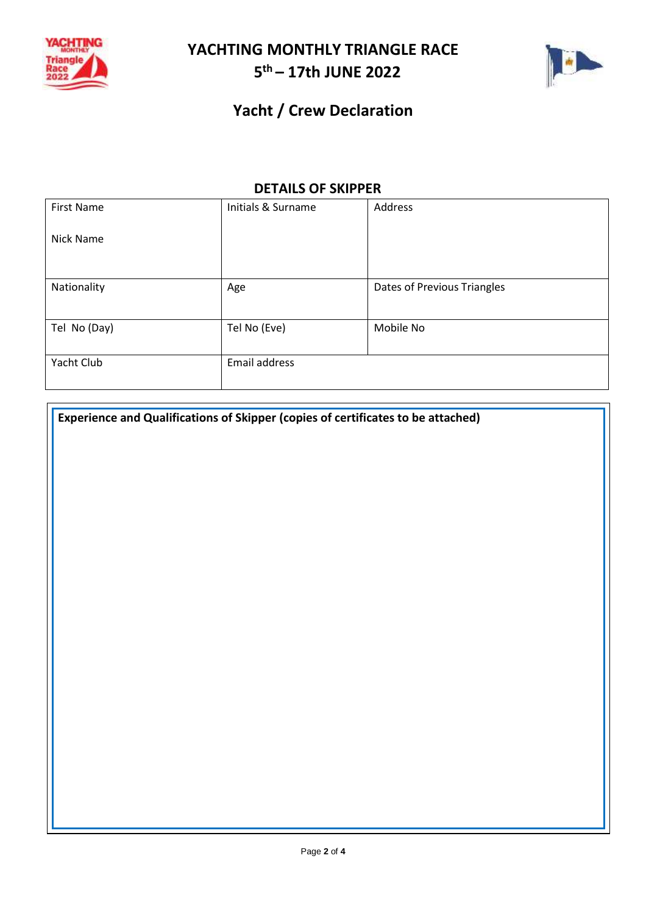# YACHTING MONTHLY TRIANGLE RACE

## 5th – 17th JUNE 2022

## Yacht / Crew Declaration

### DETAILS OF SKIPPER

| First Name<br><br>Nick Name | Initials & Surname | Address |
|---|---|---|
| Nationality | Age | Dates of Previous Triangles |
| Tel No (Day) | Tel No (Eve) | Mobile No |
| Yacht Club | Email address | |

**Experience and Qualifications of Skipper (copies of certificates to be attached)**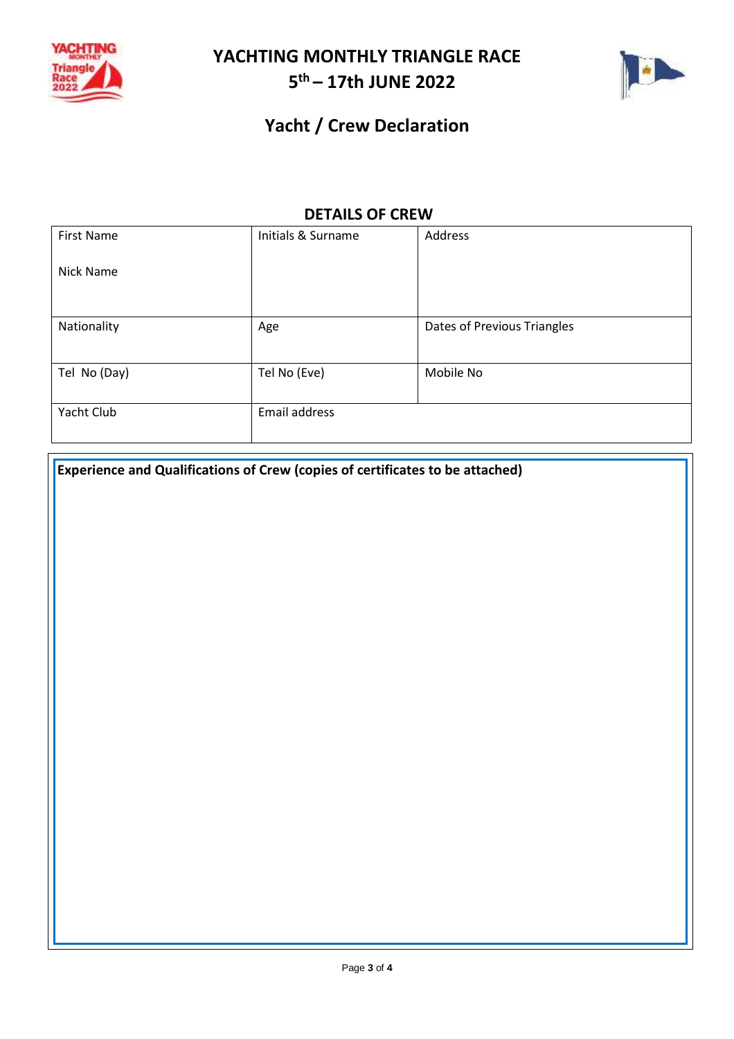# YACHTING MONTHLY TRIANGLE RACE

## 5th – 17th JUNE 2022

## Yacht / Crew Declaration

### DETAILS OF CREW

| First Name<br><br>Nick Name | Initials & Surname | Address |
|---|---|---|
| Nationality | Age | Dates of Previous Triangles |
| Tel No (Day) | Tel No (Eve) | Mobile No |
| Yacht Club | Email address | |

**Experience and Qualifications of Crew (copies of certificates to be attached)**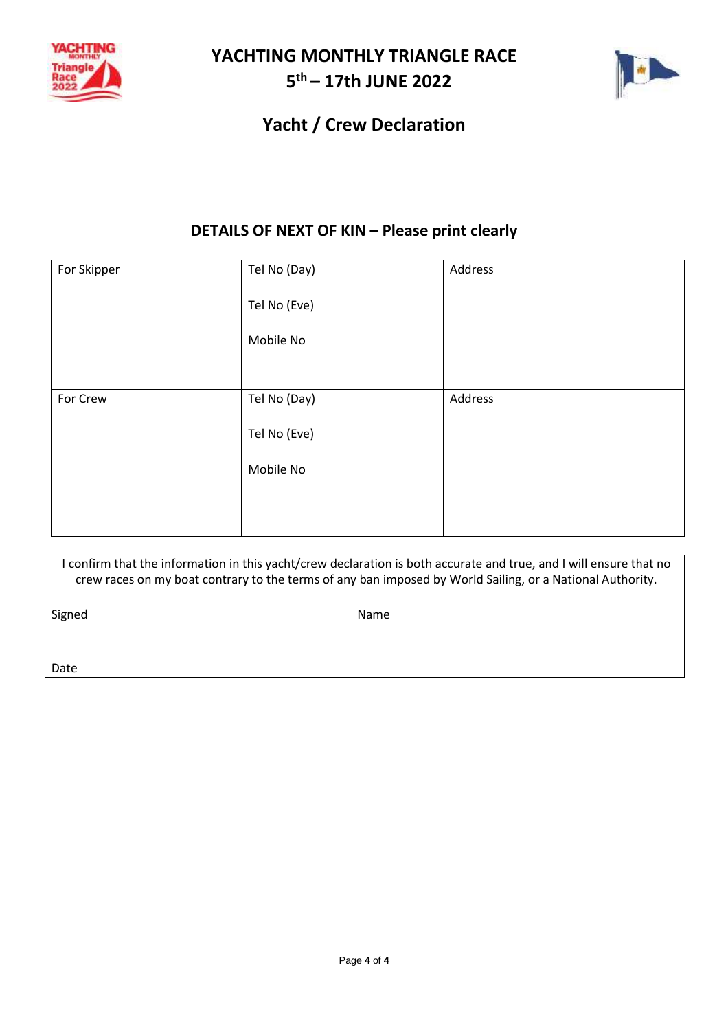# YACHTING MONTHLY TRIANGLE RACE
## 5th – 17th JUNE 2022

## Yacht / Crew Declaration

### DETAILS OF NEXT OF KIN – Please print clearly

| | | |
|---|---|---|
| For Skipper | Tel No (Day)<br><br>Tel No (Eve)<br><br>Mobile No | Address |
| For Crew | Tel No (Day)<br><br>Tel No (Eve)<br><br>Mobile No | Address |

I confirm that the information in this yacht/crew declaration is both accurate and true, and I will ensure that no crew races on my boat contrary to the terms of any ban imposed by World Sailing, or a National Authority.

| | |
|---|---|
| Signed<br><br>Date | Name |